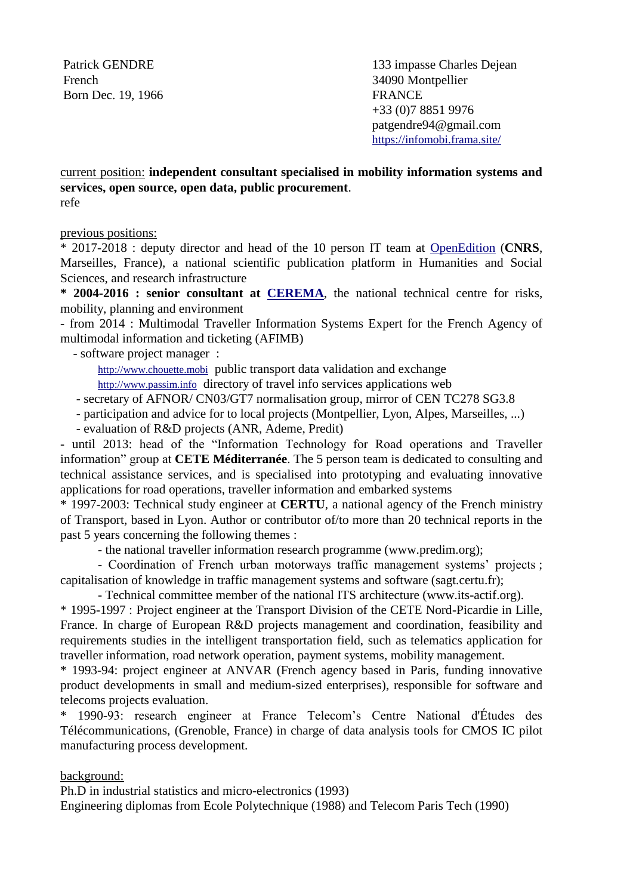Patrick GENDRE
French
Born Dec. 19, 1966

133 impasse Charles Dejean
34090 Montpellier
FRANCE
+33 (0)7 8851 9976
patgendre94@gmail.com
[https://infomobi.frama.site/](https://infomobi.frama.site/)

current position: **independent consultant specialised in mobility information systems and services, open source, open data, public procurement**.
refe

previous positions:

* 2017-2018 : deputy director and head of the 10 person IT team at [OpenEdition](#) (**CNRS**, Marseilles, France), a national scientific publication platform in Humanities and Social Sciences, and research infrastructure

**\* 2004-2016 : senior consultant at [CEREMA](#)**, the national technical centre for risks, mobility, planning and environment

- from 2014 : Multimodal Traveller Information Systems Expert for the French Agency of multimodal information and ticketing (AFIMB)
  - software project manager :
    - [http://www.chouette.mobi](http://www.chouette.mobi) public transport data validation and exchange
    - [http://www.passim.info](http://www.passim.info) directory of travel info services applications web
  - secretary of AFNOR/ CN03/GT7 normalisation group, mirror of CEN TC278 SG3.8
  - participation and advice for to local projects (Montpellier, Lyon, Alpes, Marseilles, ...)
  - evaluation of R&D projects (ANR, Ademe, Predit)
- until 2013: head of the "Information Technology for Road operations and Traveller information" group at **CETE Méditerranée**. The 5 person team is dedicated to consulting and technical assistance services, and is specialised into prototyping and evaluating innovative applications for road operations, traveller information and embarked systems

* 1997-2003: Technical study engineer at **CERTU**, a national agency of the French ministry of Transport, based in Lyon. Author or contributor of/to more than 20 technical reports in the past 5 years concerning the following themes :
  - the national traveller information research programme (www.predim.org);
  - Coordination of French urban motorways traffic management systems' projects ; capitalisation of knowledge in traffic management systems and software (sagt.certu.fr);
  - Technical committee member of the national ITS architecture (www.its-actif.org).
* 1995-1997 : Project engineer at the Transport Division of the CETE Nord-Picardie in Lille, France. In charge of European R&D projects management and coordination, feasibility and requirements studies in the intelligent transportation field, such as telematics application for traveller information, road network operation, payment systems, mobility management.
* 1993-94: project engineer at ANVAR (French agency based in Paris, funding innovative product developments in small and medium-sized enterprises), responsible for software and telecoms projects evaluation.
* 1990-93: research engineer at France Telecom's Centre National d'Études des Télécommunications, (Grenoble, France) in charge of data analysis tools for CMOS IC pilot manufacturing process development.

background:

Ph.D in industrial statistics and micro-electronics (1993)
Engineering diplomas from Ecole Polytechnique (1988) and Telecom Paris Tech (1990)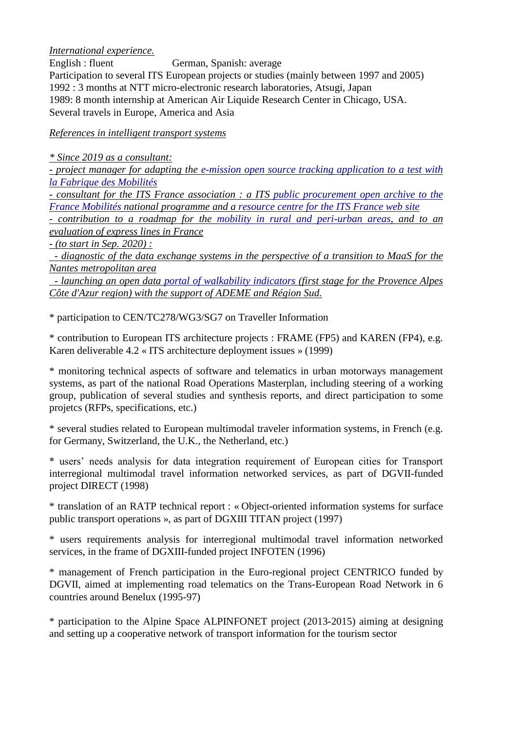*International experience.*

English : fluent German, Spanish: average

Participation to several ITS European projects or studies (mainly between 1997 and 2005)

1992 : 3 months at NTT micro-electronic research laboratories, Atsugi, Japan

1989: 8 month internship at American Air Liquide Research Center in Chicago, USA.

Several travels in Europe, America and Asia

*References in intelligent transport systems*

*\* Since 2019 as a consultant:*

*- project manager for adapting the e-mission open source tracking application to a test with la Fabrique des Mobilités*

*- consultant for the ITS France association : a ITS public procurement open archive to the France Mobilités national programme and a resource centre for the ITS France web site*

*- contribution to a roadmap for the mobility in rural and peri-urban areas, and to an evaluation of express lines in France*

*- (to start in Sep. 2020) :*

*- diagnostic of the data exchange systems in the perspective of a transition to MaaS for the Nantes metropolitan area*

*- launching an open data portal of walkability indicators (first stage for the Provence Alpes Côte d'Azur region) with the support of ADEME and Région Sud.*

\* participation to CEN/TC278/WG3/SG7 on Traveller Information

\* contribution to European ITS architecture projects : FRAME (FP5) and KAREN (FP4), e.g. Karen deliverable 4.2 « ITS architecture deployment issues » (1999)

\* monitoring technical aspects of software and telematics in urban motorways management systems, as part of the national Road Operations Masterplan, including steering of a working group, publication of several studies and synthesis reports, and direct participation to some projetcs (RFPs, specifications, etc.)

\* several studies related to European multimodal traveler information systems, in French (e.g. for Germany, Switzerland, the U.K., the Netherland, etc.)

\* users' needs analysis for data integration requirement of European cities for Transport interregional multimodal travel information networked services, as part of DGVII-funded project DIRECT (1998)

\* translation of an RATP technical report : « Object-oriented information systems for surface public transport operations », as part of DGXIII TITAN project (1997)

\* users requirements analysis for interregional multimodal travel information networked services, in the frame of DGXIII-funded project INFOTEN (1996)

\* management of French participation in the Euro-regional project CENTRICO funded by DGVII, aimed at implementing road telematics on the Trans-European Road Network in 6 countries around Benelux (1995-97)

\* participation to the Alpine Space ALPINFONET project (2013-2015) aiming at designing and setting up a cooperative network of transport information for the tourism sector